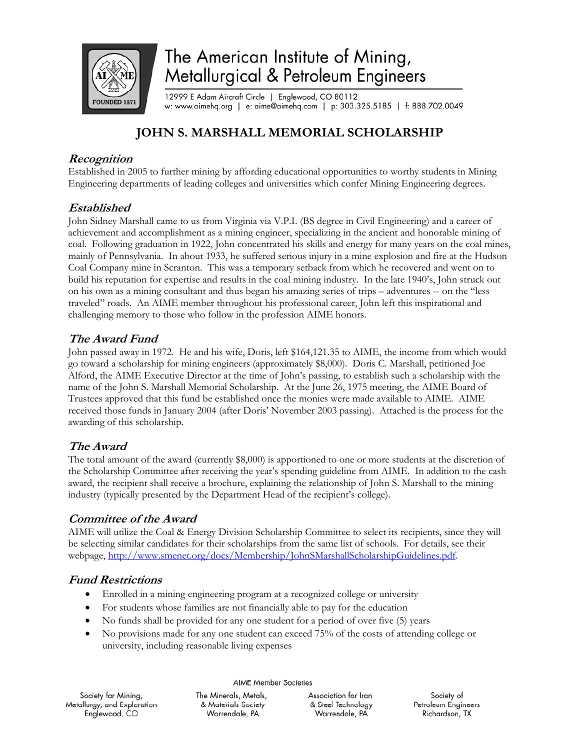# The American Institute of Mining, Metallurgical & Petroleum Engineers

12999 E Adam Aircraft Circle | Englewood, CO 80112
w: www.aimehq.org | e: aime@aimehq.com | p: 303.325.5185 | f: 888.702.0049

## JOHN S. MARSHALL MEMORIAL SCHOLARSHIP

### *Recognition*

Established in 2005 to further mining by affording educational opportunities to worthy students in Mining Engineering departments of leading colleges and universities which confer Mining Engineering degrees.

### *Established*

John Sidney Marshall came to us from Virginia via V.P.I. (BS degree in Civil Engineering) and a career of achievement and accomplishment as a mining engineer, specializing in the ancient and honorable mining of coal. Following graduation in 1922, John concentrated his skills and energy for many years on the coal mines, mainly of Pennsylvania. In about 1933, he suffered serious injury in a mine explosion and fire at the Hudson Coal Company mine in Scranton. This was a temporary setback from which he recovered and went on to build his reputation for expertise and results in the coal mining industry. In the late 1940's, John struck out on his own as a mining consultant and thus began his amazing series of trips – adventures -- on the "less traveled" roads. An AIME member throughout his professional career, John left this inspirational and challenging memory to those who follow in the profession AIME honors.

### *The Award Fund*

John passed away in 1972. He and his wife, Doris, left $164,121.35 to AIME, the income from which would go toward a scholarship for mining engineers (approximately $8,000). Doris C. Marshall, petitioned Joe Alford, the AIME Executive Director at the time of John's passing, to establish such a scholarship with the name of the John S. Marshall Memorial Scholarship. At the June 26, 1975 meeting, the AIME Board of Trustees approved that this fund be established once the monies were made available to AIME. AIME received those funds in January 2004 (after Doris' November 2003 passing). Attached is the process for the awarding of this scholarship.

### *The Award*

The total amount of the award (currently $8,000) is apportioned to one or more students at the discretion of the Scholarship Committee after receiving the year's spending guideline from AIME. In addition to the cash award, the recipient shall receive a brochure, explaining the relationship of John S. Marshall to the mining industry (typically presented by the Department Head of the recipient's college).

### *Committee of the Award*

AIME will utilize the Coal & Energy Division Scholarship Committee to select its recipients, since they will be selecting similar candidates for their scholarships from the same list of schools. For details, see their webpage, http://www.smenet.org/docs/Membership/JohnSMarshallScholarshipGuidelines.pdf.

### *Fund Restrictions*

- Enrolled in a mining engineering program at a recognized college or university
- For students whose families are not financially able to pay for the education
- No funds shall be provided for any one student for a period of over five (5) years
- No provisions made for any one student can exceed 75% of the costs of attending college or university, including reasonable living expenses

AIME Member Societies

Society for Mining, Metallurgy, and Exploration, Englewood, CO | The Minerals, Metals, & Materials Society, Warrendale, PA | Association for Iron & Steel Technology, Warrendale, PA | Society of Petroleum Engineers, Richardson, TX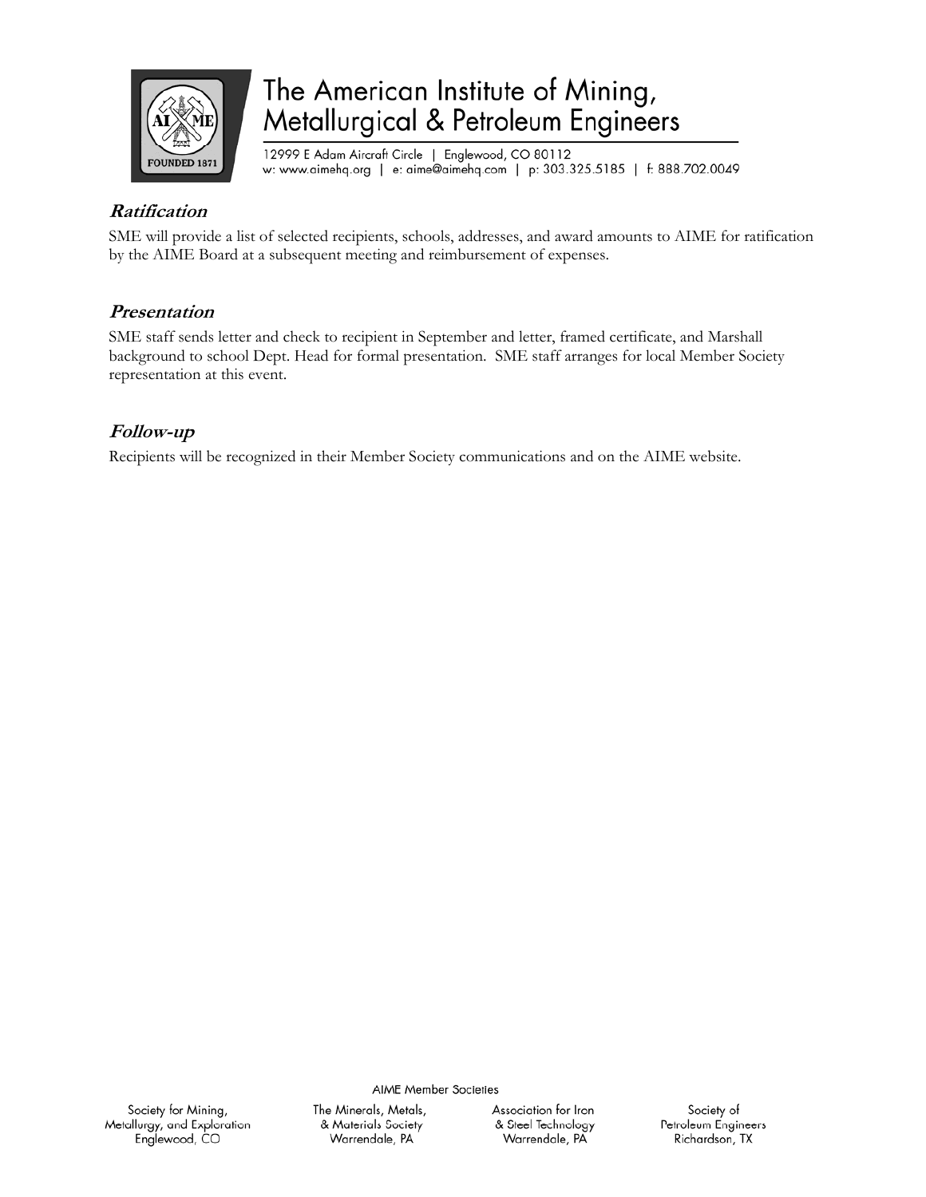### *Ratification*

SME will provide a list of selected recipients, schools, addresses, and award amounts to AIME for ratification by the AIME Board at a subsequent meeting and reimbursement of expenses.

### *Presentation*

SME staff sends letter and check to recipient in September and letter, framed certificate, and Marshall background to school Dept. Head for formal presentation. SME staff arranges for local Member Society representation at this event.

### *Follow-up*

Recipients will be recognized in their Member Society communications and on the AIME website.